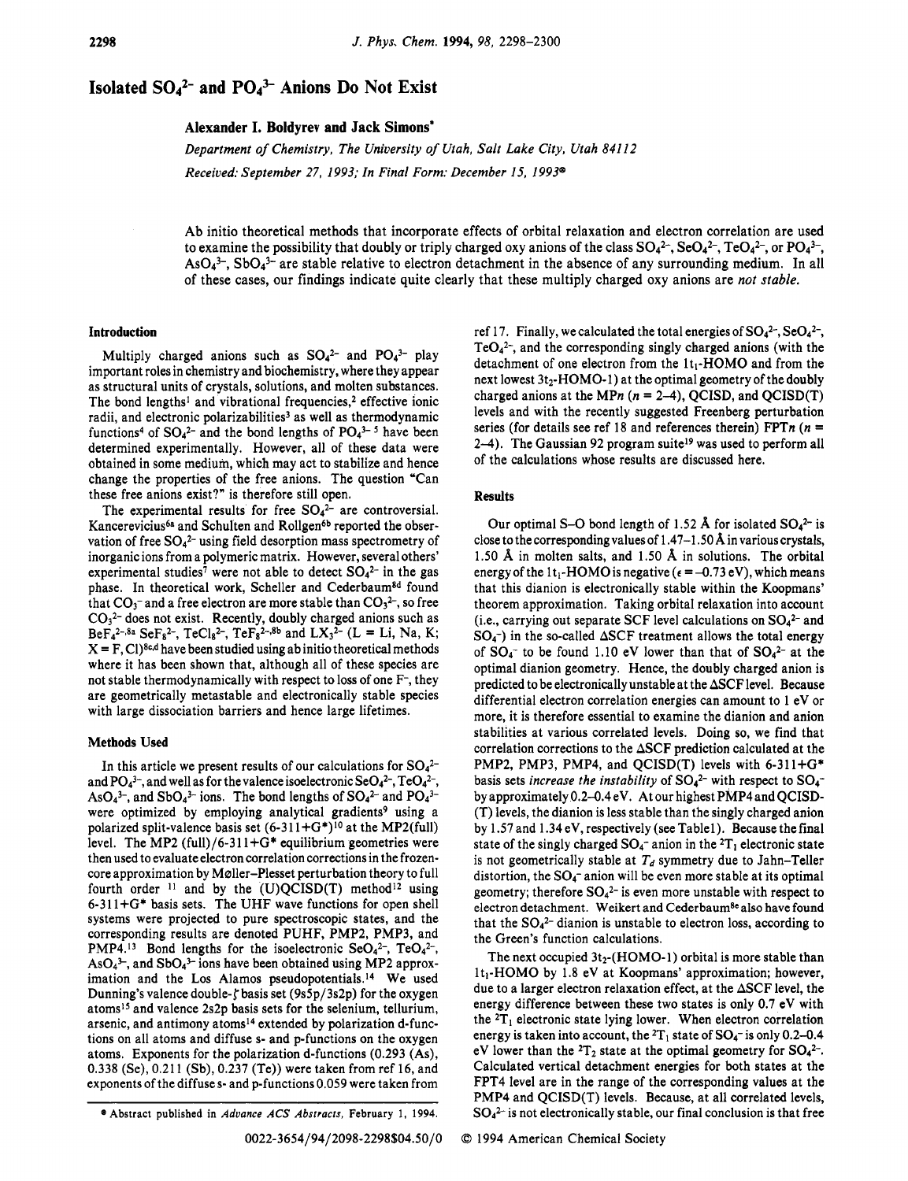# Isolated $SO_4^{2-}$ and $PO_4^{3-}$ Anions Do Not Exist

**Alexander I. Boldyrev and Jack Simons***

*Department of Chemistry, The University of Utah, Salt Lake City, Utah 84112*

*Received: September 27, 1993; In Final Form: December 15, 1993*[⊗]

Ab initio theoretical methods that incorporate effects of orbital relaxation and electron correlation are used to examine the possibility that doubly or triply charged oxy anions of the class $SO_4^{2-}$, $SeO_4^{2-}$, $TeO_4^{2-}$, or $PO_4^{3-}$, $AsO_4^{3-}$, $SbO_4^{3-}$ are stable relative to electron detachment in the absence of any surrounding medium. In all of these cases, our findings indicate quite clearly that these multiply charged oxy anions are *not stable.*

## Introduction

Multiply charged anions such as $SO_4^{2-}$ and $PO_4^{3-}$ play important roles in chemistry and biochemistry, where they appear as structural units of crystals, solutions, and molten substances. The bond lengths[1] and vibrational frequencies,[2] effective ionic radii, and electronic polarizabilities[3] as well as thermodynamic functions[4] of $SO_4^{2-}$ and the bond lengths of $PO_4^{3-}$ [5] have been determined experimentally. However, all of these data were obtained in some medium, which may act to stabilize and hence change the properties of the free anions. The question "Can these free anions exist?" is therefore still open.

The experimental results for free $SO_4^{2-}$ are controversial. Kancerevicius[6a] and Schulten and Rollgen[6b] reported the observation of free $SO_4^{2-}$ using field desorption mass spectrometry of inorganic ions from a polymeric matrix. However, several others' experimental studies[7] were not able to detect $SO_4^{2-}$ in the gas phase. In theoretical work, Scheller and Cederbaum[8d] found that $CO_3^-$ and a free electron are more stable than $CO_3^{2-}$, so free $CO_3^{2-}$ does not exist. Recently, doubly charged anions such as $BeF_4^{2-}$,[8a] $SeF_8^{2-}$, $TeCl_8^{2-}$, $TeF_8^{2-}$,[8b] and $LX_3^{2-}$ (L = Li, Na, K; X = F, Cl)[8c,d] have been studied using ab initio theoretical methods where it has been shown that, although all of these species are not stable thermodynamically with respect to loss of one $F^-$, they are geometrically metastable and electronically stable species with large dissociation barriers and hence large lifetimes.

## Methods Used

In this article we present results of our calculations for $SO_4^{2-}$ and $PO_4^{3-}$, and well as for the valence isoelectronic $SeO_4^{2-}$, $TeO_4^{2-}$, $AsO_4^{3-}$, and $SbO_4^{3-}$ ions. The bond lengths of $SO_4^{2-}$ and $PO_4^{3-}$ were optimized by employing analytical gradients[9] using a polarized split-valence basis set (6-311+G*)[10] at the MP2(full) level. The MP2 (full)/6-311+G* equilibrium geometries were then used to evaluate electron correlation corrections in the frozen-core approximation by Møller–Plesset perturbation theory to full fourth order [11] and by the (U)QCISD(T) method[12] using 6-311+G* basis sets. The UHF wave functions for open shell systems were projected to pure spectroscopic states, and the corresponding results are denoted PUHF, PMP2, PMP3, and PMP4.[13] Bond lengths for the isoelectronic $SeO_4^{2-}$, $TeO_4^{2-}$, $AsO_4^{3-}$, and $SbO_4^{3-}$ ions have been obtained using MP2 approximation and the Los Alamos pseudopotentials.[14] We used Dunning's valence double-ζ basis set (9s5p/3s2p) for the oxygen atoms[15] and valence 2s2p basis sets for the selenium, tellurium, arsenic, and antimony atoms[14] extended by polarization d-functions on all atoms and diffuse s- and p-functions on the oxygen atoms. Exponents for the polarization d-functions (0.293 (As), 0.338 (Se), 0.211 (Sb), 0.237 (Te)) were taken from ref 16, and exponents of the diffuse s- and p-functions 0.059 were taken from ref 17. Finally, we calculated the total energies of $SO_4^{2-}$, $SeO_4^{2-}$, $TeO_4^{2-}$, and the corresponding singly charged anions (with the detachment of one electron from the $1t_1$-HOMO and from the next lowest $3t_2$-HOMO-1) at the optimal geometry of the doubly charged anions at the MP*n* (*n* = 2–4), QCISD, and QCISD(T) levels and with the recently suggested Freenberg perturbation series (for details see ref 18 and references therein) FPT*n* (*n* = 2–4). The Gaussian 92 program suite[19] was used to perform all of the calculations whose results are discussed here.

## Results

Our optimal S–O bond length of 1.52 Å for isolated $SO_4^{2-}$ is close to the corresponding values of 1.47–1.50 Å in various crystals, 1.50 Å in molten salts, and 1.50 Å in solutions. The orbital energy of the $1t_1$-HOMO is negative ($\epsilon$ = –0.73 eV), which means that this dianion is electronically stable within the Koopmans' theorem approximation. Taking orbital relaxation into account (i.e., carrying out separate SCF level calculations on $SO_4^{2-}$ and $SO_4^-$) in the so-called ΔSCF treatment allows the total energy of $SO_4^-$ to be found 1.10 eV lower than that of $SO_4^{2-}$ at the optimal dianion geometry. Hence, the doubly charged anion is predicted to be electronically unstable at the ΔSCF level. Because differential electron correlation energies can amount to 1 eV or more, it is therefore essential to examine the dianion and anion stabilities at various correlated levels. Doing so, we find that correlation corrections to the ΔSCF prediction calculated at the PMP2, PMP3, PMP4, and QCISD(T) levels with 6-311+G* basis sets *increase the instability* of $SO_4^{2-}$ with respect to $SO_4^-$ by approximately 0.2–0.4 eV. At our highest PMP4 and QCISD(T) levels, the dianion is less stable than the singly charged anion by 1.57 and 1.34 eV, respectively (see Table 1). Because the final state of the singly charged $SO_4^-$ anion in the $^2T_1$ electronic state is not geometrically stable at $T_d$ symmetry due to Jahn–Teller distortion, the $SO_4^-$ anion will be even more stable at its optimal geometry; therefore $SO_4^{2-}$ is even more unstable with respect to electron detachment. Weikert and Cederbaum[8e] also have found that the $SO_4^{2-}$ dianion is unstable to electron loss, according to the Green's function calculations.

The next occupied $3t_2$-(HOMO-1) orbital is more stable than $1t_1$-HOMO by 1.8 eV at Koopmans' approximation; however, due to a larger electron relaxation effect, at the ΔSCF level, the energy difference between these two states is only 0.7 eV with the $^2T_1$ electronic state lying lower. When electron correlation energy is taken into account, the $^2T_1$ state of $SO_4^-$ is only 0.2–0.4 eV lower than the $^2T_2$ state at the optimal geometry for $SO_4^{2-}$. Calculated vertical detachment energies for both states at the FPT4 level are in the range of the corresponding values at the PMP4 and QCISD(T) levels. Because, at all correlated levels, $SO_4^{2-}$ is not electronically stable, our final conclusion is that free

⊗ Abstract published in *Advance ACS Abstracts,* February 1, 1994.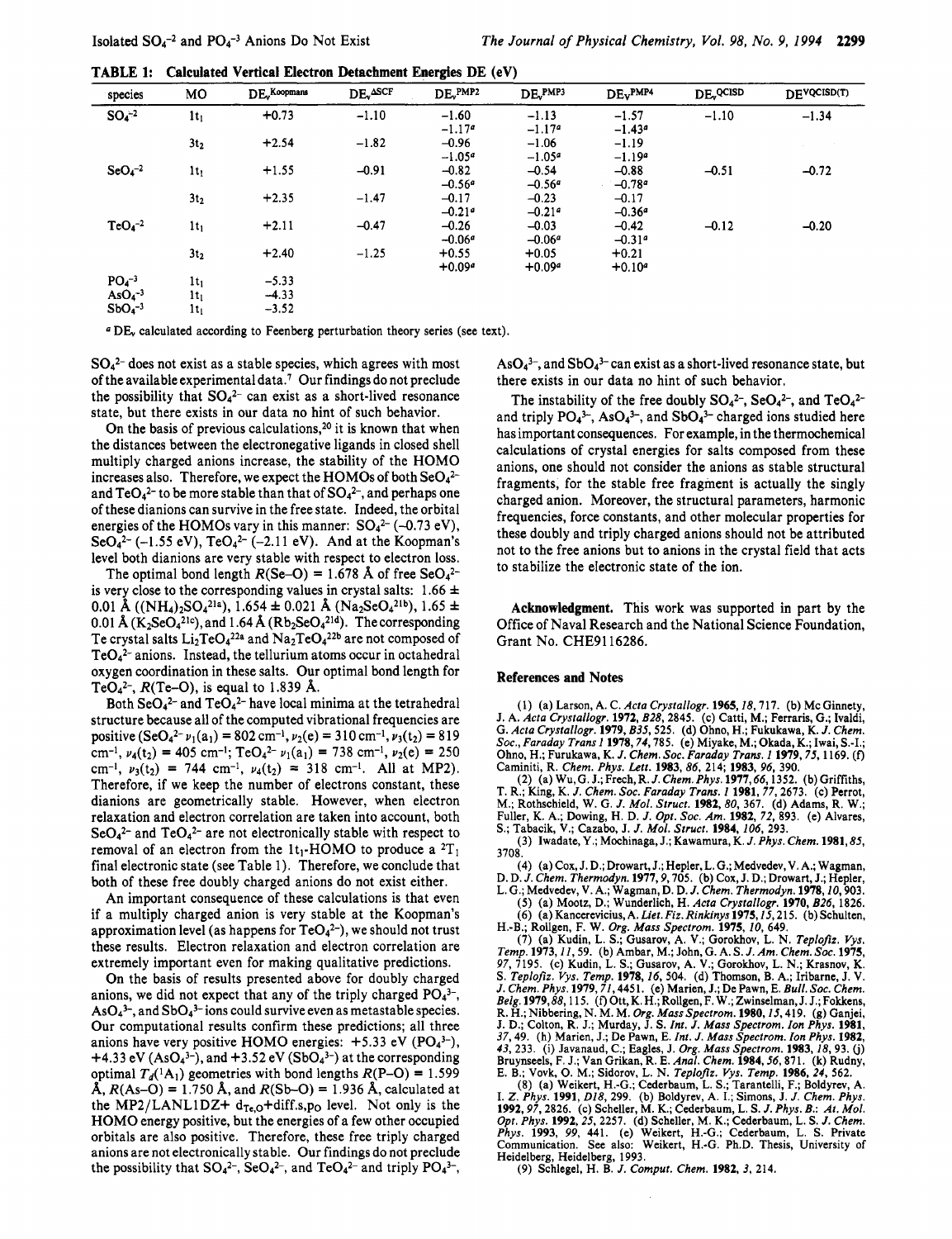**TABLE 1: Calculated Vertical Electron Detachment Energies DE (eV)**

| species | MO | $DE_v^{Koopmans}$ | $DE_v^{\Delta SCF}$ | $DE_v^{PMP2}$ | $DE_v^{PMP3}$ | $DE_v^{PMP4}$ | $DE_v^{QCISD}$ | $DE^{VQCISD(T)}$ |
|---|---|---|---|---|---|---|---|---|
| $SO_4^{-2}$ | $1t_1$ | +0.73 | −1.10 | −1.60 | −1.13 | −1.57 | −1.10 | −1.34 |
| | | | | −1.17[a] | −1.17[a] | −1.43[a] | | |
| | $3t_2$ | +2.54 | −1.82 | −0.96 | −1.06 | −1.19 | | |
| | | | | −1.05[a] | −1.05[a] | −1.19[a] | | |
| $SeO_4^{-2}$ | $1t_1$ | +1.55 | −0.91 | −0.82 | −0.54 | −0.88 | −0.51 | −0.72 |
| | | | | −0.56[a] | −0.56[a] | −0.78[a] | | |
| | $3t_2$ | +2.35 | −1.47 | −0.17 | −0.23 | −0.17 | | |
| | | | | −0.21[a] | −0.21[a] | −0.36[a] | | |
| $TeO_4^{-2}$ | $1t_1$ | +2.11 | −0.47 | −0.26 | −0.03 | −0.42 | −0.12 | −0.20 |
| | | | | −0.06[a] | −0.06[a] | −0.31[a] | | |
| | $3t_2$ | +2.40 | −1.25 | +0.55 | +0.05 | +0.21 | | |
| | | | | +0.09[a] | +0.09[a] | +0.10[a] | | |
| $PO_4^{-3}$ | $1t_1$ | −5.33 | | | | | | |
| $AsO_4^{-3}$ | $1t_1$ | −4.33 | | | | | | |
| $SbO_4^{-3}$ | $1t_1$ | −3.52 | | | | | | |

[a] $DE_v$ calculated according to Feenberg perturbation theory series (see text).

$SO_4^{2-}$ does not exist as a stable species, which agrees with most of the available experimental data.[7] Our findings do not preclude the possibility that $SO_4^{2-}$ can exist as a short-lived resonance state, but there exists in our data no hint of such behavior.

On the basis of previous calculations,[20] it is known that when the distances between the electronegative ligands in closed shell multiply charged anions increase, the stability of the HOMO increases also. Therefore, we expect the HOMOs of both $SeO_4^{2-}$ and $TeO_4^{2-}$ to be more stable than that of $SO_4^{2-}$, and perhaps one of these dianions can survive in the free state. Indeed, the orbital energies of the HOMOs vary in this manner: $SO_4^{2-}$ (−0.73 eV), $SeO_4^{2-}$ (−1.55 eV), $TeO_4^{2-}$ (−2.11 eV). And at the Koopman's level both dianions are very stable with respect to electron loss.

The optimal bond length $R$(Se–O) = 1.678 Å of free $SeO_4^{2-}$ is very close to the corresponding values in crystal salts: 1.66 ± 0.01 Å ($(NH_4)_2SO_4$[21a]), 1.654 ± 0.021 Å ($Na_2SeO_4$[21b]), 1.65 ± 0.01 Å ($K_2SeO_4$[21c]), and 1.64 Å ($Rb_2SeO_4$[21d]). The corresponding Te crystal salts $Li_2TeO_4$[22a] and $Na_2TeO_4$[22b] are not composed of $TeO_4^{2-}$ anions. Instead, the tellurium atoms occur in octahedral oxygen coordination in these salts. Our optimal bond length for $TeO_4^{2-}$, $R$(Te–O), is equal to 1.839 Å.

Both $SeO_4^{2-}$ and $TeO_4^{2-}$ have local minima at the tetrahedral structure because all of the computed vibrational frequencies are positive ($SeO_4^{2-}$ $\nu_1(a_1)$ = 802 cm$^{-1}$, $\nu_2(e)$ = 310 cm$^{-1}$, $\nu_3(t_2)$ = 819 cm$^{-1}$, $\nu_4(t_2)$ = 405 cm$^{-1}$; $TeO_4^{2-}$ $\nu_1(a_1)$ = 738 cm$^{-1}$, $\nu_2(e)$ = 250 cm$^{-1}$, $\nu_3(t_2)$ = 744 cm$^{-1}$, $\nu_4(t_2)$ = 318 cm$^{-1}$. All at MP2). Therefore, if we keep the number of electrons constant, these dianions are geometrically stable. However, when electron relaxation and electron correlation are taken into account, both $SeO_4^{2-}$ and $TeO_4^{2-}$ are not electronically stable with respect to removal of an electron from the $1t_1$-HOMO to produce a $^2T_1$ final electronic state (see Table 1). Therefore, we conclude that both of these free doubly charged anions do not exist either.

An important consequence of these calculations is that even if a multiply charged anion is very stable at the Koopman's approximation level (as happens for $TeO_4^{2-}$), we should not trust these results. Electron relaxation and electron correlation are extremely important even for making qualitative predictions.

On the basis of results presented above for doubly charged anions, we did not expect that any of the triply charged $PO_4^{3-}$, $AsO_4^{3-}$, and $SbO_4^{3-}$ ions could survive even as metastable species. Our computational results confirm these predictions; all three anions have very positive HOMO energies: +5.33 eV ($PO_4^{3-}$), +4.33 eV ($AsO_4^{3-}$), and +3.52 eV ($SbO_4^{3-}$) at the corresponding optimal $T_d(^1A_1)$ geometries with bond lengths $R$(P–O) = 1.599 Å, $R$(As–O) = 1.750 Å, and $R$(Sb–O) = 1.936 Å, calculated at the MP2/LANL1DZ+ $d_{Te,O}$+diff.s,$p_O$ level. Not only is the HOMO energy positive, but the energies of a few other occupied orbitals are also positive. Therefore, these free triply charged anions are not electronically stable. Our findings do not preclude the possibility that $SO_4^{2-}$, $SeO_4^{2-}$, and $TeO_4^{2-}$ and triply $PO_4^{3-}$, $AsO_4^{3-}$, and $SbO_4^{3-}$ can exist as a short-lived resonance state, but there exists in our data no hint of such behavior.

The instability of the free doubly $SO_4^{2-}$, $SeO_4^{2-}$, and $TeO_4^{2-}$ and triply $PO_4^{3-}$, $AsO_4^{3-}$, and $SbO_4^{3-}$ charged ions studied here has important consequences. For example, in the thermochemical calculations of crystal energies for salts composed from these anions, one should not consider the anions as stable structural fragments, for the stable free fragment is actually the singly charged anion. Moreover, the structural parameters, harmonic frequencies, force constants, and other molecular properties for these doubly and triply charged anions should not be attributed not to the free anions but to anions in the crystal field that acts to stabilize the electronic state of the ion.

**Acknowledgment.** This work was supported in part by the Office of Naval Research and the National Science Foundation, Grant No. CHE9116286.

## References and Notes

(1) (a) Larson, A. C. *Acta Crystallogr.* **1965**, *18*, 717. (b) Mc Ginnety, J. A. *Acta Crystallogr.* **1972**, *B28*, 2845. (c) Catti, M.; Ferraris, G.; Ivaldi, G. *Acta Crystallogr.* **1979**, *B35*, 525. (d) Ohno, H.; Fukukawa, K. *J. Chem. Soc., Faraday Trans 1* **1978**, *74*, 785. (e) Miyake, M.; Okada, K.; Iwai, S.-I.; Ohno, H.; Furukawa, K. *J. Chem. Soc. Faraday Trans. 1* **1979**, *75*, 1169. (f) Caminiti, R. *Chem. Phys. Lett.* **1983**, *86*, 214; **1983**, *96*, 390.

(2) (a) Wu, G. J.; Frech, R. *J. Chem. Phys.* **1977**, *66*, 1352. (b) Griffiths, T. R.; King, K. *J. Chem. Soc. Faraday Trans. 1* **1981**, *77*, 2673. (c) Perrot, M.; Rothschield, W. G. *J. Mol. Struct.* **1982**, *80*, 367. (d) Adams, R. W.; Fuller, K. A.; Dowing, H. D. *J. Opt. Soc. Am.* **1982**, *72*, 893. (e) Alvares, S.; Tabacik, V.; Cazabo, J. *J. Mol. Struct.* **1984**, *106*, 293.

(3) Iwadate, Y.; Mochinaga, J.; Kawamura, K. *J. Phys. Chem.* **1981**, *85*, 3708.

(4) (a) Cox, J. D.; Drowart, J.; Hepler, L. G.; Medvedev, V. A.; Wagman, D. D. *J. Chem. Thermodyn.* **1977**, *9*, 705. (b) Cox, J. D.; Drowart, J.; Hepler, L. G.; Medvedev, V. A.; Wagman, D. D. *J. Chem. Thermodyn.* **1978**, *10*, 903.

(5) (a) Mootz, D.; Wunderlich, H. *Acta Crystallogr.* **1970**, *B26*, 1826.

(6) (a) Kancerevicius, A. *Liet. Fiz. Rinkinys* **1975**, *15*, 215. (b) Schulten, H.-B.; Rollgen, F. W. *Org. Mass Spectrom.* **1975**, *10*, 649.

(7) (a) Kudin, L. S.; Gusarov, A. V.; Gorokhov, L. N. *Teplofiz. Vys. Temp.* **1973**, *11*, 59. (b) Ambar, M.; John, G. A. S. *J. Am. Chem. Soc.* **1975**, *97*, 7195. (c) Kudin, L. S.; Gusarov, A. V.; Gorokhov, L. N.; Krasnov, K. S. *Teplofiz. Vys. Temp.* **1978**, *16*, 504. (d) Thomson, B. A.; Iribarne, J. V. *J. Chem. Phys.* **1979**, *71*, 4451. (e) Marien, J.; De Pawn, E. *Bull. Soc. Chem. Belg.* **1979**, *88*, 115. (f) Ott, K. H.; Rollgen, F. W.; Zwinselman, J. J.; Fokkens, R. H.; Nibbering, N. M. M. *Org. Mass Spectrom.* **1980**, *15*, 419. (g) Ganjei, J. D.; Colton, R. J.; Murday, J. S. *Int. J. Mass Spectrom. Ion Phys.* **1981**, *37*, 49. (h) Marien, J.; De Pawn, E. *Int. J. Mass Spectrom. Ion Phys.* **1982**, *43*, 233. (i) Javanaud, C.; Eagles, J. *Org. Mass Spectrom.* **1983**, *18*, 93. (j) Bruynseels, F. J.; Van Grikan, R. E. *Anal. Chem.* **1984**, *56*, 871. (k) Rudny, E. B.; Vovk, O. M.; Sidorov, L. N. *Teplofiz. Vys. Temp.* **1986**, *24*, 562.

(8) (a) Weikert, H.-G.; Cederbaum, L. S.; Tarantelli, F.; Boldyrev, A. I. *Z. Phys.* **1991**, *D18*, 299. (b) Boldyrev, A. I.; Simons, J. *J. Chem. Phys.* **1992**, *97*, 2826. (c) Scheller, M. K.; Cederbaum, L. S. *J. Phys. B.: At. Mol. Opt. Phys.* **1992**, *25*, 2257. (d) Scheller, M. K.; Cederbaum, L. S. *J. Chem. Phys.* **1993**, *99*, 441. (e) Weikert, H.-G.; Cederbaum, L. S. Private Communication. See also: Weikert, H.-G. Ph.D. Thesis, University of Heidelberg, Heidelberg, 1993.

(9) Schlegel, H. B. *J. Comput. Chem.* **1982**, *3*, 214.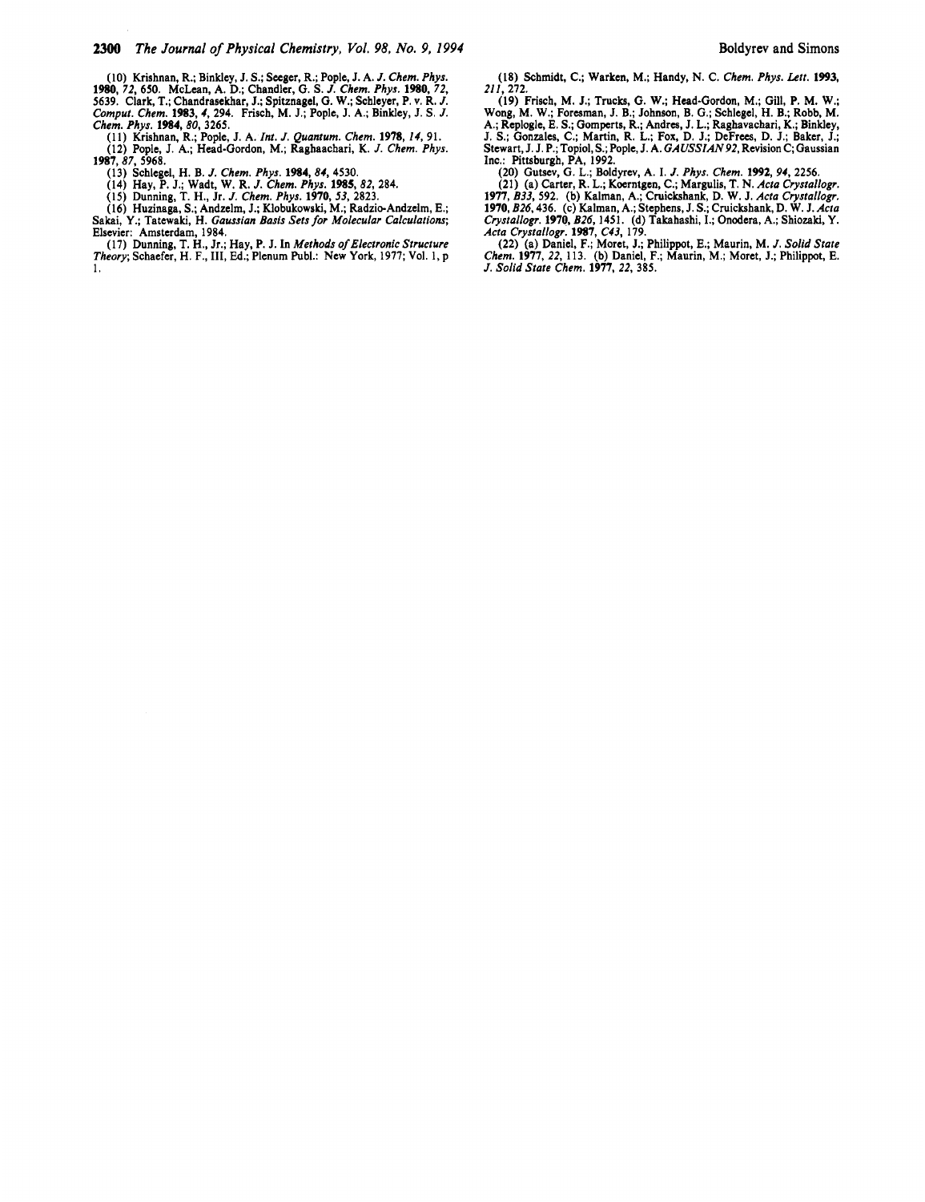(10) Krishnan, R.; Binkley, J. S.; Seeger, R.; Pople, J. A. *J. Chem. Phys.* **1980**, *72*, 650. McLean, A. D.; Chandler, G. S. *J. Chem. Phys.* **1980**, *72*, 5639. Clark, T.; Chandrasekhar, J.; Spitznagel, G. W.; Schleyer, P. v. R. *J. Comput. Chem.* **1983**, *4*, 294. Frisch, M. J.; Pople, J. A.; Binkley, J. S. *J. Chem. Phys.* **1984**, *80*, 3265.

(11) Krishnan, R.; Pople, J. A. *Int. J. Quantum. Chem.* **1978**, *14*, 91.

(12) Pople, J. A.; Head-Gordon, M.; Raghaachari, K. *J. Chem. Phys.* **1987**, *87*, 5968.

(13) Schlegel, H. B. *J. Chem. Phys.* **1984**, *84*, 4530.

(14) Hay, P. J.; Wadt, W. R. *J. Chem. Phys.* **1985**, *82*, 284.

(15) Dunning, T. H., Jr. *J. Chem. Phys.* **1970**, *53*, 2823.

(16) Huzinaga, S.; Andzelm, J.; Klobukowski, M.; Radzio-Andzelm, E.; Sakai, Y.; Tatewaki, H. *Gaussian Basis Sets for Molecular Calculations*; Elsevier: Amsterdam, 1984.

(17) Dunning, T. H., Jr.; Hay, P. J. In *Methods of Electronic Structure Theory*; Schaefer, H. F., III, Ed.; Plenum Publ.: New York, 1977; Vol. 1, p 1.

(18) Schmidt, C.; Warken, M.; Handy, N. C. *Chem. Phys. Lett.* **1993**, *211*, 272.

(19) Frisch, M. J.; Trucks, G. W.; Head-Gordon, M.; Gill, P. M. W.; Wong, M. W.; Foresman, J. B.; Johnson, B. G.; Schlegel, H. B.; Robb, M. A.; Replogle, E. S.; Gomperts, R.; Andres, J. L.; Raghavachari, K.; Binkley, J. S.; Gonzales, C.; Martin, R. L.; Fox, D. J.; DeFrees, D. J.; Baker, J.; Stewart, J. J. P.; Topiol, S.; Pople, J. A. *GAUSSIAN 92*, Revision C; Gaussian Inc.: Pittsburgh, PA, 1992.

(20) Gutsev, G. L.; Boldyrev, A. I. *J. Phys. Chem.* **1992**, *94*, 2256.

(21) (a) Carter, R. L.; Koerntgen, C.; Margulis, T. N. *Acta Crystallogr.* **1977**, *B33*, 592. (b) Kalman, A.; Cruickshank, D. W. J. *Acta Crystallogr.* **1970**, *B26*, 436. (c) Kalman, A.; Stephens, J. S.; Cruickshank, D. W. J. *Acta Crystallogr.* **1970**, *B26*, 1451. (d) Takahashi, I.; Onodera, A.; Shiozaki, Y. *Acta Crystallogr.* **1987**, *C43*, 179.

(22) (a) Daniel, F.; Moret, J.; Philippot, E.; Maurin, M. *J. Solid State Chem.* **1977**, *22*, 113. (b) Daniel, F.; Maurin, M.; Moret, J.; Philippot, E. *J. Solid State Chem.* **1977**, *22*, 385.